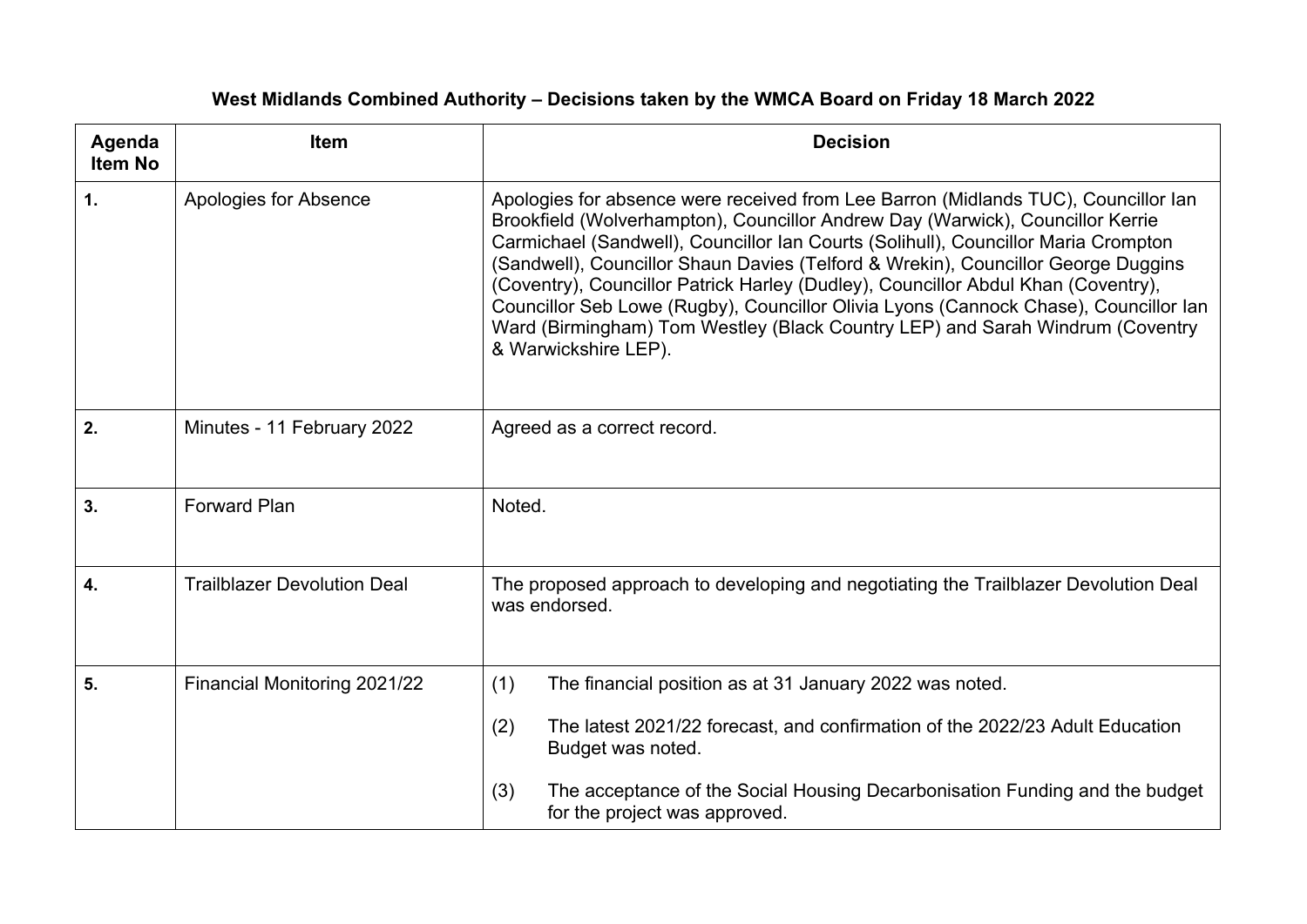# West Midlands Combined Authority – Decisions taken by the WMCA Board on Friday 18 March 2022

| Agenda Item No | Item | Decision |
|---|---|---|
| **1.** | Apologies for Absence | Apologies for absence were received from Lee Barron (Midlands TUC), Councillor Ian Brookfield (Wolverhampton), Councillor Andrew Day (Warwick), Councillor Kerrie Carmichael (Sandwell), Councillor Ian Courts (Solihull), Councillor Maria Crompton (Sandwell), Councillor Shaun Davies (Telford & Wrekin), Councillor George Duggins (Coventry), Councillor Patrick Harley (Dudley), Councillor Abdul Khan (Coventry), Councillor Seb Lowe (Rugby), Councillor Olivia Lyons (Cannock Chase), Councillor Ian Ward (Birmingham) Tom Westley (Black Country LEP) and Sarah Windrum (Coventry & Warwickshire LEP). |
| **2.** | Minutes - 11 February 2022 | Agreed as a correct record. |
| **3.** | Forward Plan | Noted. |
| **4.** | Trailblazer Devolution Deal | The proposed approach to developing and negotiating the Trailblazer Devolution Deal was endorsed. |
| **5.** | Financial Monitoring 2021/22 | (1) The financial position as at 31 January 2022 was noted.<br><br>(2) The latest 2021/22 forecast, and confirmation of the 2022/23 Adult Education Budget was noted.<br><br>(3) The acceptance of the Social Housing Decarbonisation Funding and the budget for the project was approved. |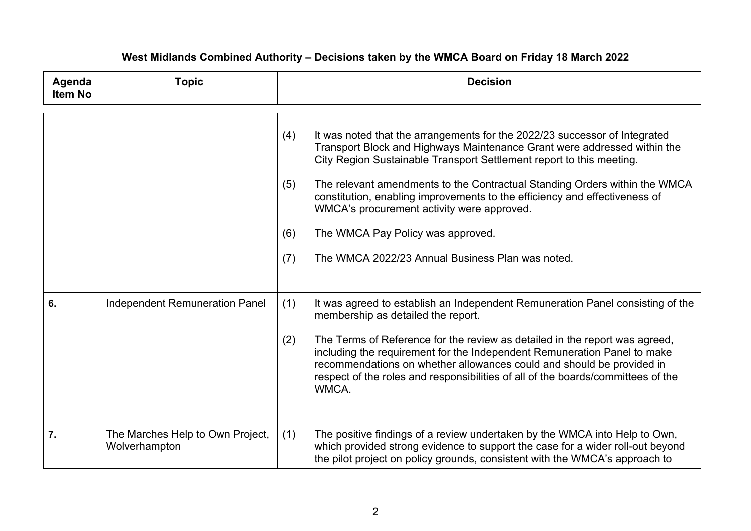# West Midlands Combined Authority – Decisions taken by the WMCA Board on Friday 18 March 2022

| Agenda Item No | Topic | Decision |
|---|---|---|
| | | (4) It was noted that the arrangements for the 2022/23 successor of Integrated Transport Block and Highways Maintenance Grant were addressed within the City Region Sustainable Transport Settlement report to this meeting.<br><br>(5) The relevant amendments to the Contractual Standing Orders within the WMCA constitution, enabling improvements to the efficiency and effectiveness of WMCA's procurement activity were approved.<br><br>(6) The WMCA Pay Policy was approved.<br><br>(7) The WMCA 2022/23 Annual Business Plan was noted. |
| **6.** | Independent Remuneration Panel | (1) It was agreed to establish an Independent Remuneration Panel consisting of the membership as detailed the report.<br><br>(2) The Terms of Reference for the review as detailed in the report was agreed, including the requirement for the Independent Remuneration Panel to make recommendations on whether allowances could and should be provided in respect of the roles and responsibilities of all of the boards/committees of the WMCA. |
| **7.** | The Marches Help to Own Project, Wolverhampton | (1) The positive findings of a review undertaken by the WMCA into Help to Own, which provided strong evidence to support the case for a wider roll-out beyond the pilot project on policy grounds, consistent with the WMCA's approach to |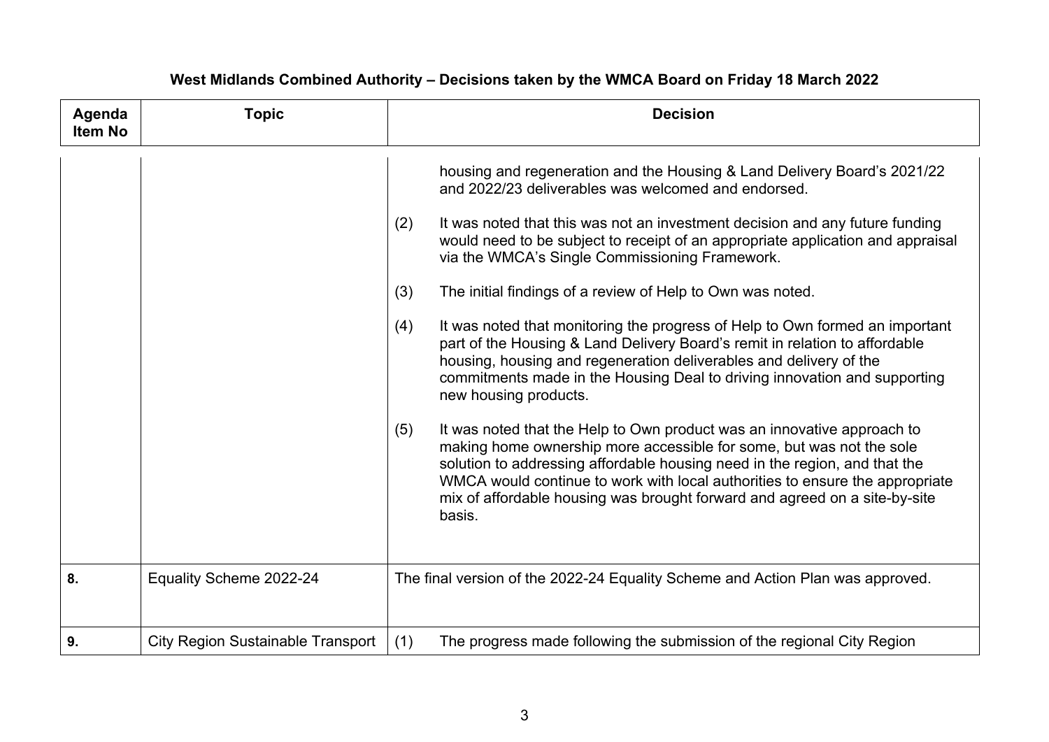**West Midlands Combined Authority – Decisions taken by the WMCA Board on Friday 18 March 2022**

| Agenda Item No | Topic | Decision |
|---|---|---|
| | | housing and regeneration and the Housing & Land Delivery Board's 2021/22 and 2022/23 deliverables was welcomed and endorsed.<br><br>(2) It was noted that this was not an investment decision and any future funding would need to be subject to receipt of an appropriate application and appraisal via the WMCA's Single Commissioning Framework.<br><br>(3) The initial findings of a review of Help to Own was noted.<br><br>(4) It was noted that monitoring the progress of Help to Own formed an important part of the Housing & Land Delivery Board's remit in relation to affordable housing, housing and regeneration deliverables and delivery of the commitments made in the Housing Deal to driving innovation and supporting new housing products.<br><br>(5) It was noted that the Help to Own product was an innovative approach to making home ownership more accessible for some, but was not the sole solution to addressing affordable housing need in the region, and that the WMCA would continue to work with local authorities to ensure the appropriate mix of affordable housing was brought forward and agreed on a site-by-site basis. |
| **8.** | Equality Scheme 2022-24 | The final version of the 2022-24 Equality Scheme and Action Plan was approved. |
| **9.** | City Region Sustainable Transport | (1) The progress made following the submission of the regional City Region |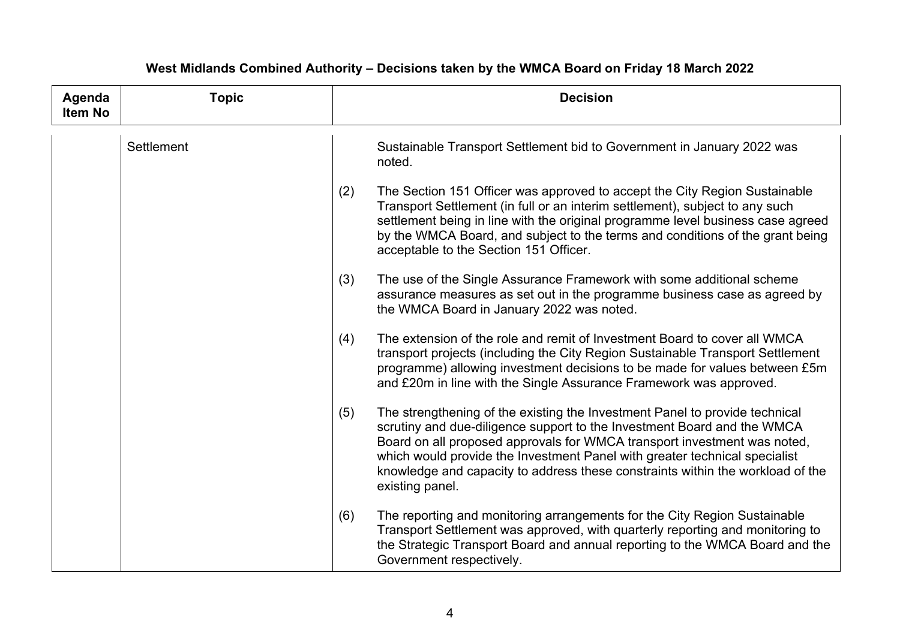**West Midlands Combined Authority – Decisions taken by the WMCA Board on Friday 18 March 2022**

| Agenda Item No | Topic | Decision |
|---|---|---|
| | Settlement | Sustainable Transport Settlement bid to Government in January 2022 was noted.<br><br>(2) The Section 151 Officer was approved to accept the City Region Sustainable Transport Settlement (in full or an interim settlement), subject to any such settlement being in line with the original programme level business case agreed by the WMCA Board, and subject to the terms and conditions of the grant being acceptable to the Section 151 Officer.<br><br>(3) The use of the Single Assurance Framework with some additional scheme assurance measures as set out in the programme business case as agreed by the WMCA Board in January 2022 was noted.<br><br>(4) The extension of the role and remit of Investment Board to cover all WMCA transport projects (including the City Region Sustainable Transport Settlement programme) allowing investment decisions to be made for values between £5m and £20m in line with the Single Assurance Framework was approved.<br><br>(5) The strengthening of the existing the Investment Panel to provide technical scrutiny and due-diligence support to the Investment Board and the WMCA Board on all proposed approvals for WMCA transport investment was noted, which would provide the Investment Panel with greater technical specialist knowledge and capacity to address these constraints within the workload of the existing panel.<br><br>(6) The reporting and monitoring arrangements for the City Region Sustainable Transport Settlement was approved, with quarterly reporting and monitoring to the Strategic Transport Board and annual reporting to the WMCA Board and the Government respectively. |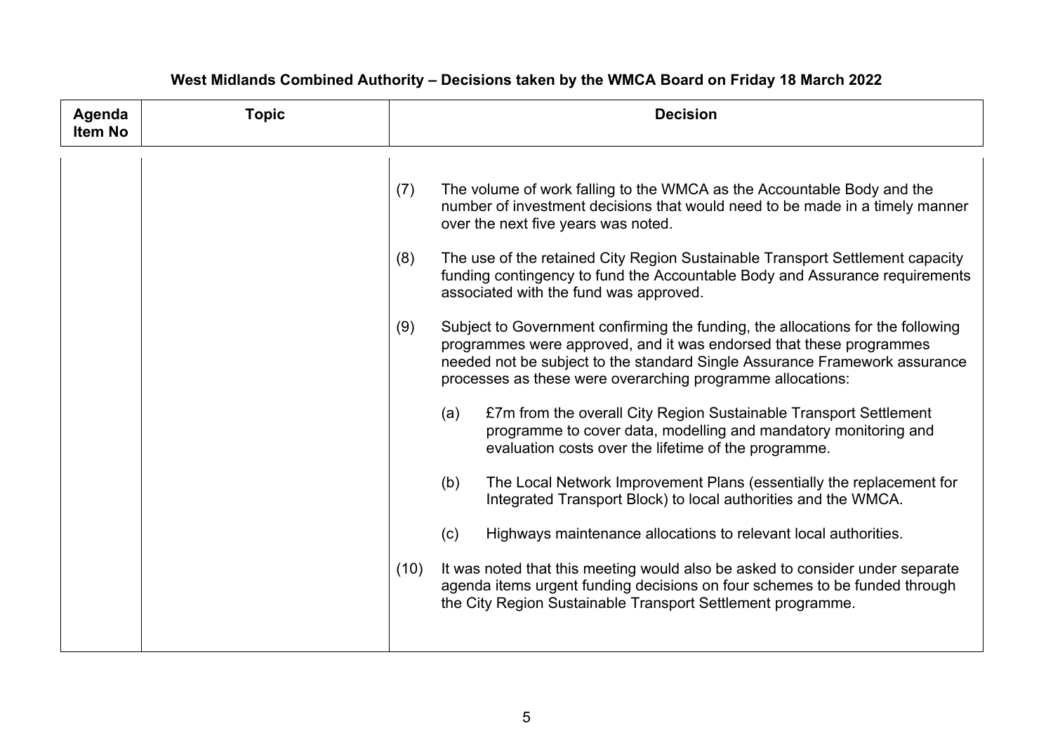**West Midlands Combined Authority – Decisions taken by the WMCA Board on Friday 18 March 2022**

| Agenda Item No | Topic | Decision |
|---|---|---|
| | | (7) The volume of work falling to the WMCA as the Accountable Body and the number of investment decisions that would need to be made in a timely manner over the next five years was noted.<br><br>(8) The use of the retained City Region Sustainable Transport Settlement capacity funding contingency to fund the Accountable Body and Assurance requirements associated with the fund was approved.<br><br>(9) Subject to Government confirming the funding, the allocations for the following programmes were approved, and it was endorsed that these programmes needed not be subject to the standard Single Assurance Framework assurance processes as these were overarching programme allocations:<br><br>(a) £7m from the overall City Region Sustainable Transport Settlement programme to cover data, modelling and mandatory monitoring and evaluation costs over the lifetime of the programme.<br><br>(b) The Local Network Improvement Plans (essentially the replacement for Integrated Transport Block) to local authorities and the WMCA.<br><br>(c) Highways maintenance allocations to relevant local authorities.<br><br>(10) It was noted that this meeting would also be asked to consider under separate agenda items urgent funding decisions on four schemes to be funded through the City Region Sustainable Transport Settlement programme. |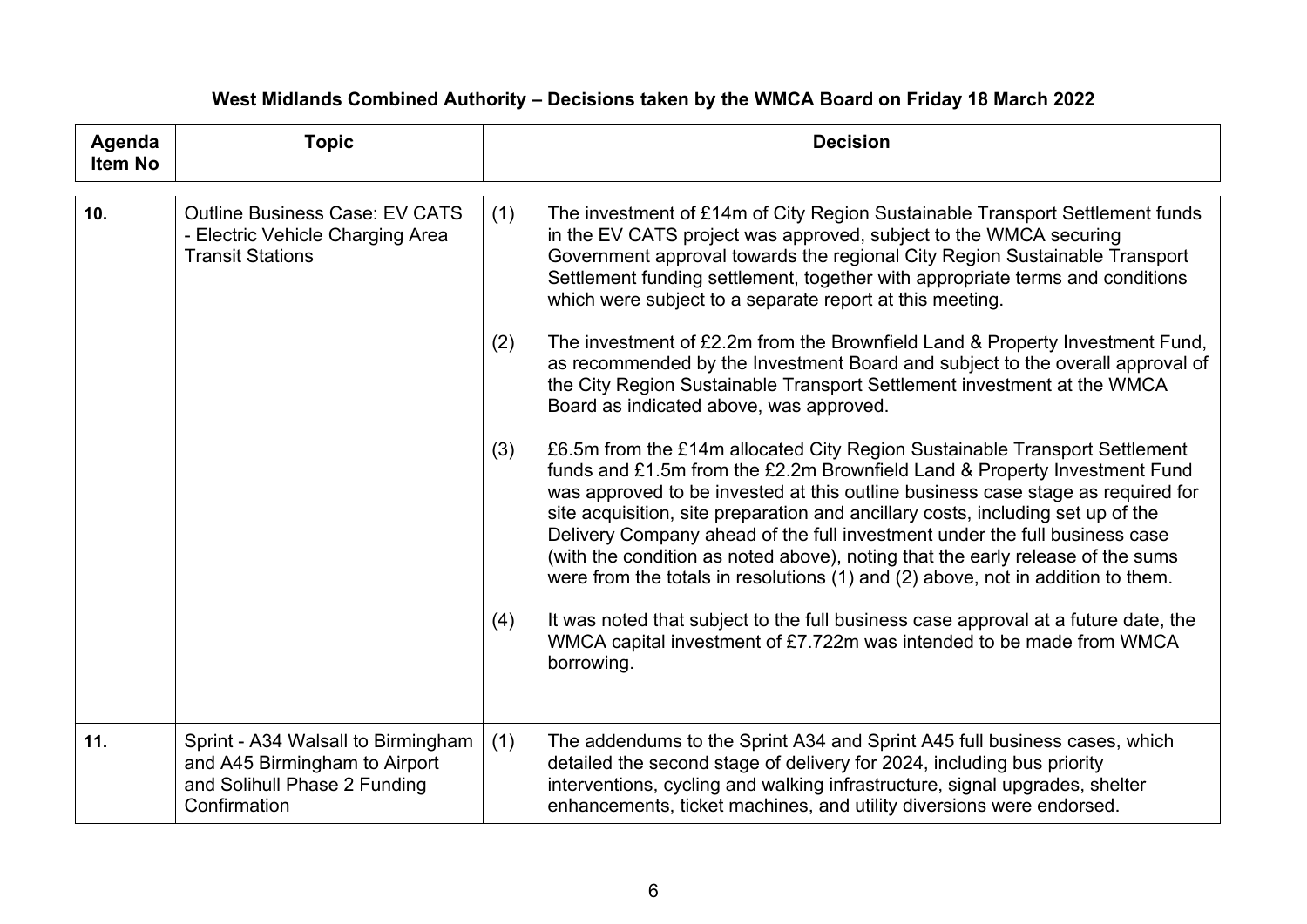## West Midlands Combined Authority – Decisions taken by the WMCA Board on Friday 18 March 2022

| Agenda Item No | Topic | Decision |
|---|---|---|
| 10. | Outline Business Case: EV CATS - Electric Vehicle Charging Area Transit Stations | (1) The investment of £14m of City Region Sustainable Transport Settlement funds in the EV CATS project was approved, subject to the WMCA securing Government approval towards the regional City Region Sustainable Transport Settlement funding settlement, together with appropriate terms and conditions which were subject to a separate report at this meeting.<br><br>(2) The investment of £2.2m from the Brownfield Land & Property Investment Fund, as recommended by the Investment Board and subject to the overall approval of the City Region Sustainable Transport Settlement investment at the WMCA Board as indicated above, was approved.<br><br>(3) £6.5m from the £14m allocated City Region Sustainable Transport Settlement funds and £1.5m from the £2.2m Brownfield Land & Property Investment Fund was approved to be invested at this outline business case stage as required for site acquisition, site preparation and ancillary costs, including set up of the Delivery Company ahead of the full investment under the full business case (with the condition as noted above), noting that the early release of the sums were from the totals in resolutions (1) and (2) above, not in addition to them.<br><br>(4) It was noted that subject to the full business case approval at a future date, the WMCA capital investment of £7.722m was intended to be made from WMCA borrowing. |
| 11. | Sprint - A34 Walsall to Birmingham and A45 Birmingham to Airport and Solihull Phase 2 Funding Confirmation | (1) The addendums to the Sprint A34 and Sprint A45 full business cases, which detailed the second stage of delivery for 2024, including bus priority interventions, cycling and walking infrastructure, signal upgrades, shelter enhancements, ticket machines, and utility diversions were endorsed. |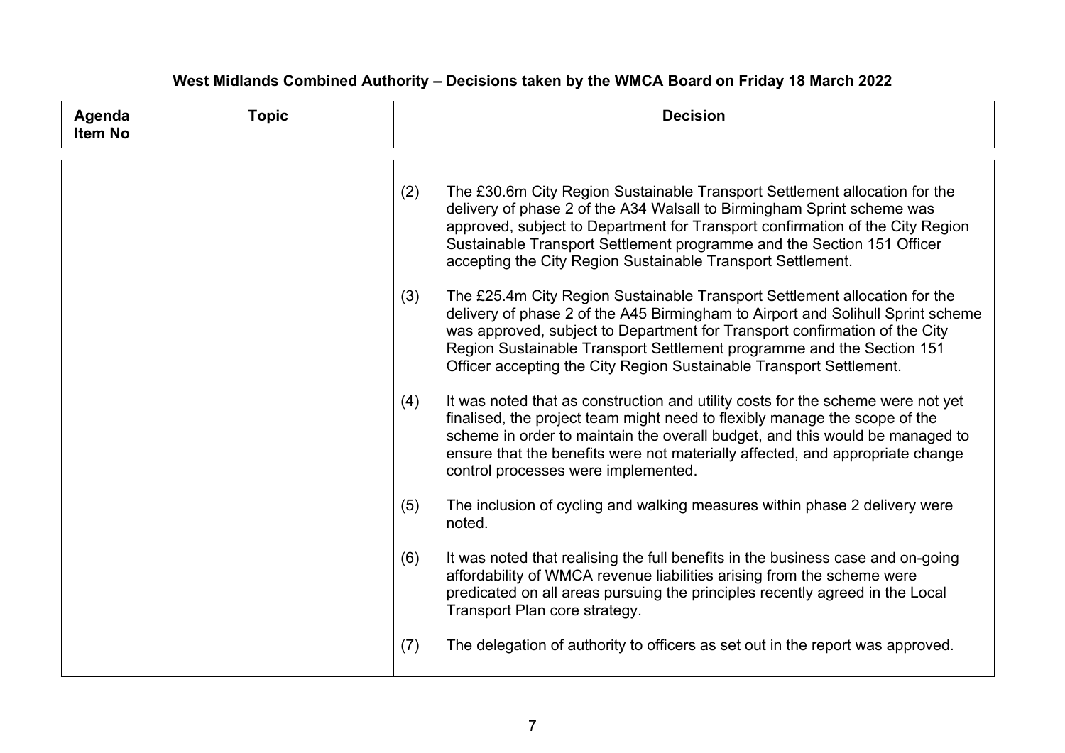# West Midlands Combined Authority – Decisions taken by the WMCA Board on Friday 18 March 2022

| Agenda Item No | Topic | Decision |
|---|---|---|
| | | (2) The £30.6m City Region Sustainable Transport Settlement allocation for the delivery of phase 2 of the A34 Walsall to Birmingham Sprint scheme was approved, subject to Department for Transport confirmation of the City Region Sustainable Transport Settlement programme and the Section 151 Officer accepting the City Region Sustainable Transport Settlement.<br><br>(3) The £25.4m City Region Sustainable Transport Settlement allocation for the delivery of phase 2 of the A45 Birmingham to Airport and Solihull Sprint scheme was approved, subject to Department for Transport confirmation of the City Region Sustainable Transport Settlement programme and the Section 151 Officer accepting the City Region Sustainable Transport Settlement.<br><br>(4) It was noted that as construction and utility costs for the scheme were not yet finalised, the project team might need to flexibly manage the scope of the scheme in order to maintain the overall budget, and this would be managed to ensure that the benefits were not materially affected, and appropriate change control processes were implemented.<br><br>(5) The inclusion of cycling and walking measures within phase 2 delivery were noted.<br><br>(6) It was noted that realising the full benefits in the business case and on-going affordability of WMCA revenue liabilities arising from the scheme were predicated on all areas pursuing the principles recently agreed in the Local Transport Plan core strategy.<br><br>(7) The delegation of authority to officers as set out in the report was approved. |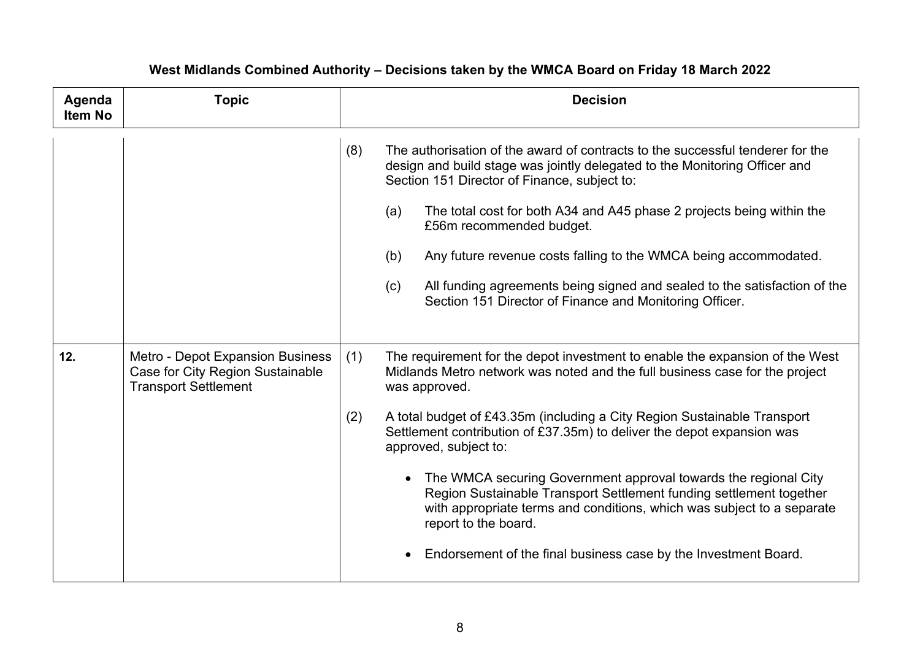**West Midlands Combined Authority – Decisions taken by the WMCA Board on Friday 18 March 2022**

| Agenda Item No | Topic | Decision |
|---|---|---|
| | | (8) The authorisation of the award of contracts to the successful tenderer for the design and build stage was jointly delegated to the Monitoring Officer and Section 151 Director of Finance, subject to:<br><br>(a) The total cost for both A34 and A45 phase 2 projects being within the £56m recommended budget.<br><br>(b) Any future revenue costs falling to the WMCA being accommodated.<br><br>(c) All funding agreements being signed and sealed to the satisfaction of the Section 151 Director of Finance and Monitoring Officer. |
| **12.** | Metro - Depot Expansion Business Case for City Region Sustainable Transport Settlement | (1) The requirement for the depot investment to enable the expansion of the West Midlands Metro network was noted and the full business case for the project was approved.<br><br>(2) A total budget of £43.35m (including a City Region Sustainable Transport Settlement contribution of £37.35m) to deliver the depot expansion was approved, subject to:<br><br>• The WMCA securing Government approval towards the regional City Region Sustainable Transport Settlement funding settlement together with appropriate terms and conditions, which was subject to a separate report to the board.<br><br>• Endorsement of the final business case by the Investment Board. |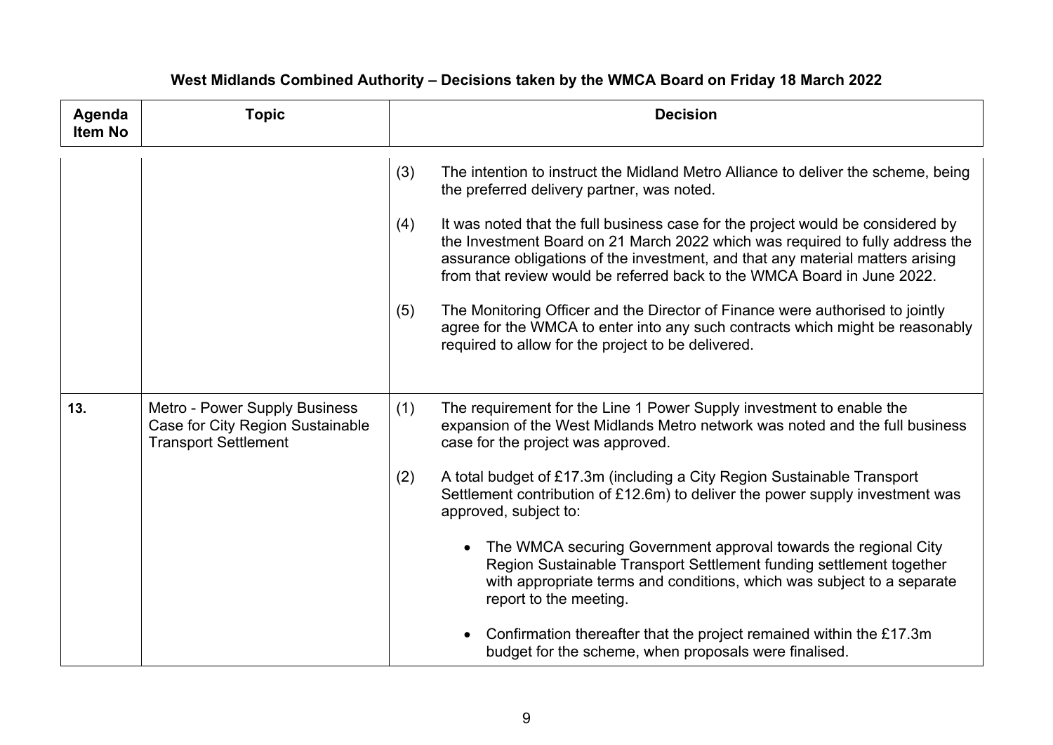**West Midlands Combined Authority – Decisions taken by the WMCA Board on Friday 18 March 2022**

| Agenda Item No | Topic | Decision |
| --- | --- | --- |
| | | (3) The intention to instruct the Midland Metro Alliance to deliver the scheme, being the preferred delivery partner, was noted.<br><br>(4) It was noted that the full business case for the project would be considered by the Investment Board on 21 March 2022 which was required to fully address the assurance obligations of the investment, and that any material matters arising from that review would be referred back to the WMCA Board in June 2022.<br><br>(5) The Monitoring Officer and the Director of Finance were authorised to jointly agree for the WMCA to enter into any such contracts which might be reasonably required to allow for the project to be delivered. |
| **13.** | Metro - Power Supply Business Case for City Region Sustainable Transport Settlement | (1) The requirement for the Line 1 Power Supply investment to enable the expansion of the West Midlands Metro network was noted and the full business case for the project was approved.<br><br>(2) A total budget of £17.3m (including a City Region Sustainable Transport Settlement contribution of £12.6m) to deliver the power supply investment was approved, subject to:<br><br>• The WMCA securing Government approval towards the regional City Region Sustainable Transport Settlement funding settlement together with appropriate terms and conditions, which was subject to a separate report to the meeting.<br><br>• Confirmation thereafter that the project remained within the £17.3m budget for the scheme, when proposals were finalised. |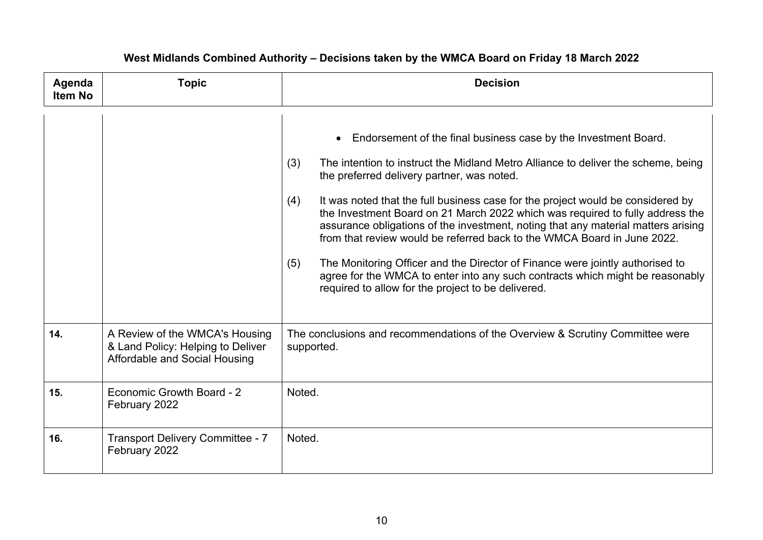# West Midlands Combined Authority – Decisions taken by the WMCA Board on Friday 18 March 2022

| Agenda Item No | Topic | Decision |
|---|---|---|
| | | • Endorsement of the final business case by the Investment Board.<br><br>(3) The intention to instruct the Midland Metro Alliance to deliver the scheme, being the preferred delivery partner, was noted.<br><br>(4) It was noted that the full business case for the project would be considered by the Investment Board on 21 March 2022 which was required to fully address the assurance obligations of the investment, noting that any material matters arising from that review would be referred back to the WMCA Board in June 2022.<br><br>(5) The Monitoring Officer and the Director of Finance were jointly authorised to agree for the WMCA to enter into any such contracts which might be reasonably required to allow for the project to be delivered. |
| **14.** | A Review of the WMCA's Housing & Land Policy: Helping to Deliver Affordable and Social Housing | The conclusions and recommendations of the Overview & Scrutiny Committee were supported. |
| **15.** | Economic Growth Board - 2 February 2022 | Noted. |
| **16.** | Transport Delivery Committee - 7 February 2022 | Noted. |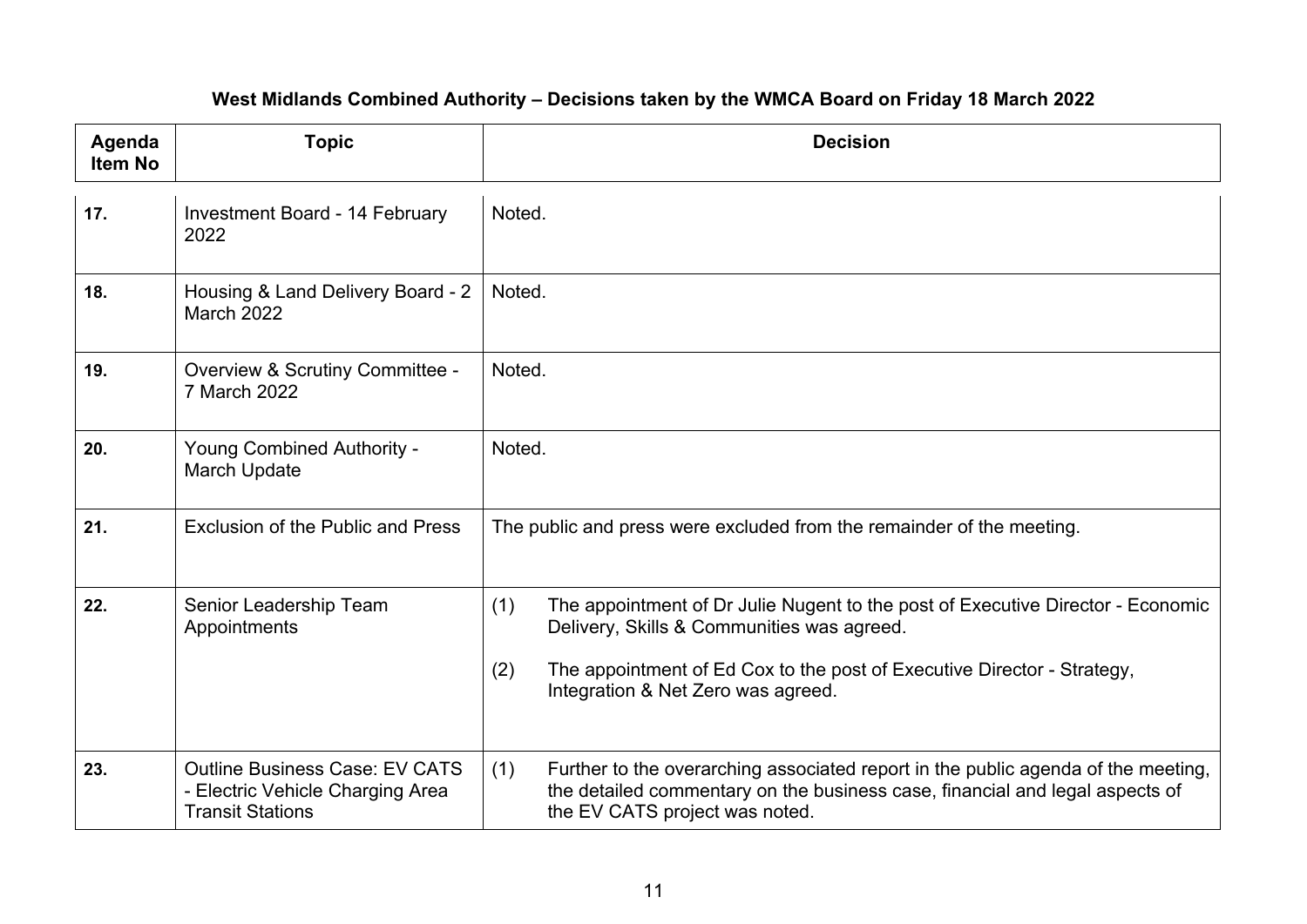**West Midlands Combined Authority – Decisions taken by the WMCA Board on Friday 18 March 2022**

| Agenda Item No | Topic | Decision |
|---|---|---|
| **17.** | Investment Board - 14 February 2022 | Noted. |
| **18.** | Housing & Land Delivery Board - 2 March 2022 | Noted. |
| **19.** | Overview & Scrutiny Committee - 7 March 2022 | Noted. |
| **20.** | Young Combined Authority - March Update | Noted. |
| **21.** | Exclusion of the Public and Press | The public and press were excluded from the remainder of the meeting. |
| **22.** | Senior Leadership Team Appointments | (1) The appointment of Dr Julie Nugent to the post of Executive Director - Economic Delivery, Skills & Communities was agreed.<br><br>(2) The appointment of Ed Cox to the post of Executive Director - Strategy, Integration & Net Zero was agreed. |
| **23.** | Outline Business Case: EV CATS - Electric Vehicle Charging Area Transit Stations | (1) Further to the overarching associated report in the public agenda of the meeting, the detailed commentary on the business case, financial and legal aspects of the EV CATS project was noted. |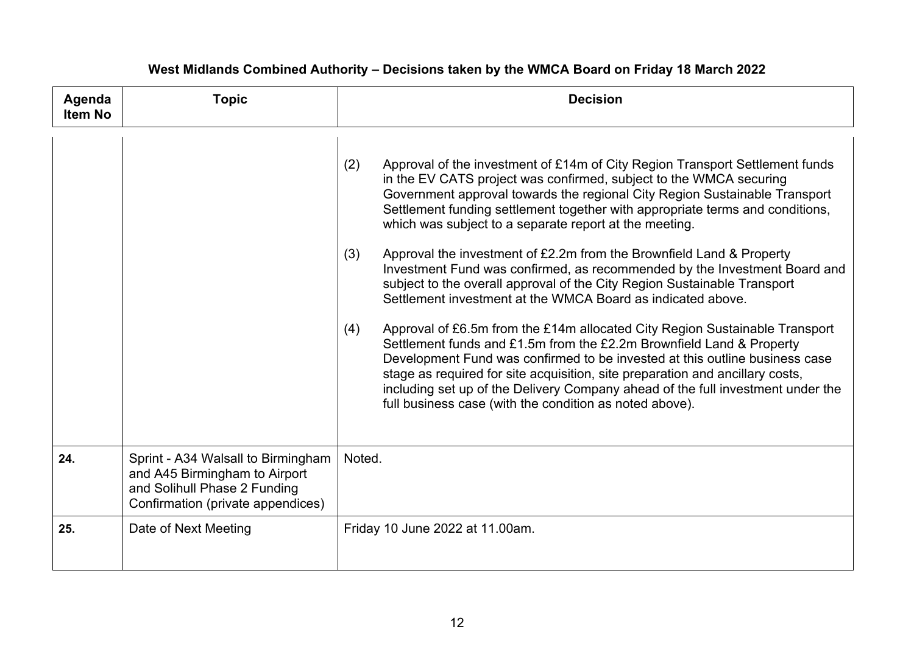## West Midlands Combined Authority – Decisions taken by the WMCA Board on Friday 18 March 2022

| Agenda Item No | Topic | Decision |
|---|---|---|
| | | (2) Approval of the investment of £14m of City Region Transport Settlement funds in the EV CATS project was confirmed, subject to the WMCA securing Government approval towards the regional City Region Sustainable Transport Settlement funding settlement together with appropriate terms and conditions, which was subject to a separate report at the meeting.<br><br>(3) Approval the investment of £2.2m from the Brownfield Land & Property Investment Fund was confirmed, as recommended by the Investment Board and subject to the overall approval of the City Region Sustainable Transport Settlement investment at the WMCA Board as indicated above.<br><br>(4) Approval of £6.5m from the £14m allocated City Region Sustainable Transport Settlement funds and £1.5m from the £2.2m Brownfield Land & Property Development Fund was confirmed to be invested at this outline business case stage as required for site acquisition, site preparation and ancillary costs, including set up of the Delivery Company ahead of the full investment under the full business case (with the condition as noted above). |
| **24.** | Sprint - A34 Walsall to Birmingham and A45 Birmingham to Airport and Solihull Phase 2 Funding Confirmation (private appendices) | Noted. |
| **25.** | Date of Next Meeting | Friday 10 June 2022 at 11.00am. |